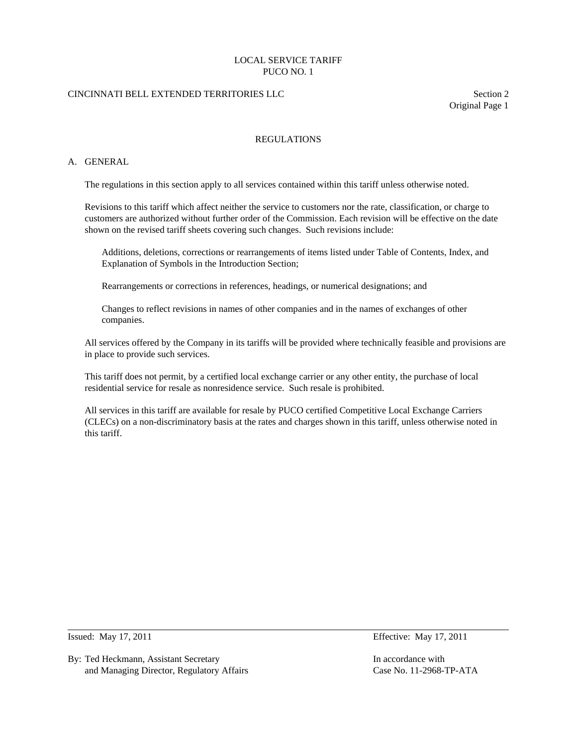# REGULATIONS

## A. GENERAL

The regulations in this section apply to all services contained within this tariff unless otherwise noted.

Revisions to this tariff which affect neither the service to customers nor the rate, classification, or charge to customers are authorized without further order of the Commission. Each revision will be effective on the date shown on the revised tariff sheets covering such changes. Such revisions include:

Additions, deletions, corrections or rearrangements of items listed under Table of Contents, Index, and Explanation of Symbols in the Introduction Section;

Rearrangements or corrections in references, headings, or numerical designations; and

Changes to reflect revisions in names of other companies and in the names of exchanges of other companies.

All services offered by the Company in its tariffs will be provided where technically feasible and provisions are in place to provide such services.

This tariff does not permit, by a certified local exchange carrier or any other entity, the purchase of local residential service for resale as nonresidence service. Such resale is prohibited.

All services in this tariff are available for resale by PUCO certified Competitive Local Exchange Carriers (CLECs) on a non-discriminatory basis at the rates and charges shown in this tariff, unless otherwise noted in this tariff.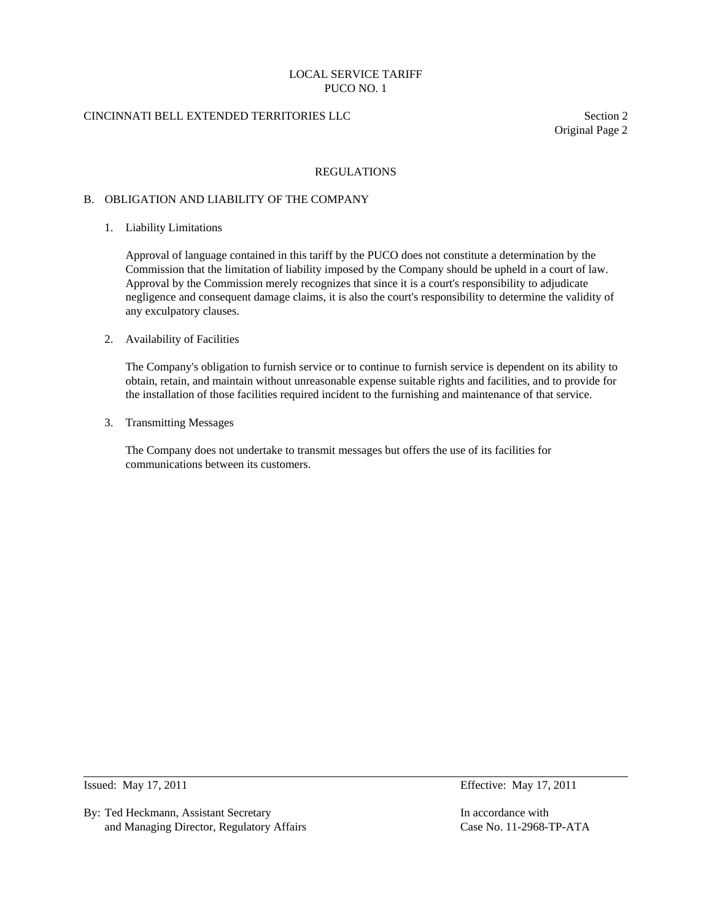## REGULATIONS

### B. OBLIGATION AND LIABILITY OF THE COMPANY

1. Liability Limitations

   Approval of language contained in this tariff by the PUCO does not constitute a determination by the Commission that the limitation of liability imposed by the Company should be upheld in a court of law. Approval by the Commission merely recognizes that since it is a court's responsibility to adjudicate negligence and consequent damage claims, it is also the court's responsibility to determine the validity of any exculpatory clauses.

2. Availability of Facilities

   The Company's obligation to furnish service or to continue to furnish service is dependent on its ability to obtain, retain, and maintain without unreasonable expense suitable rights and facilities, and to provide for the installation of those facilities required incident to the furnishing and maintenance of that service.

3. Transmitting Messages

   The Company does not undertake to transmit messages but offers the use of its facilities for communications between its customers.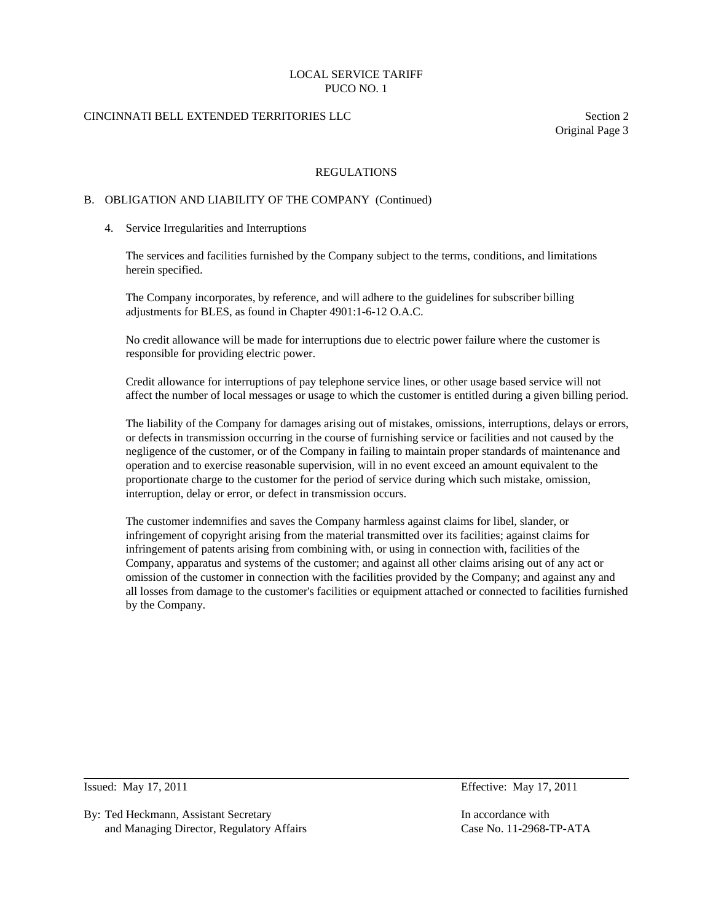## REGULATIONS

### B. OBLIGATION AND LIABILITY OF THE COMPANY (Continued)

4. Service Irregularities and Interruptions

   The services and facilities furnished by the Company subject to the terms, conditions, and limitations herein specified.

   The Company incorporates, by reference, and will adhere to the guidelines for subscriber billing adjustments for BLES, as found in Chapter 4901:1-6-12 O.A.C.

   No credit allowance will be made for interruptions due to electric power failure where the customer is responsible for providing electric power.

   Credit allowance for interruptions of pay telephone service lines, or other usage based service will not affect the number of local messages or usage to which the customer is entitled during a given billing period.

   The liability of the Company for damages arising out of mistakes, omissions, interruptions, delays or errors, or defects in transmission occurring in the course of furnishing service or facilities and not caused by the negligence of the customer, or of the Company in failing to maintain proper standards of maintenance and operation and to exercise reasonable supervision, will in no event exceed an amount equivalent to the proportionate charge to the customer for the period of service during which such mistake, omission, interruption, delay or error, or defect in transmission occurs.

   The customer indemnifies and saves the Company harmless against claims for libel, slander, or infringement of copyright arising from the material transmitted over its facilities; against claims for infringement of patents arising from combining with, or using in connection with, facilities of the Company, apparatus and systems of the customer; and against all other claims arising out of any act or omission of the customer in connection with the facilities provided by the Company; and against any and all losses from damage to the customer's facilities or equipment attached or connected to facilities furnished by the Company.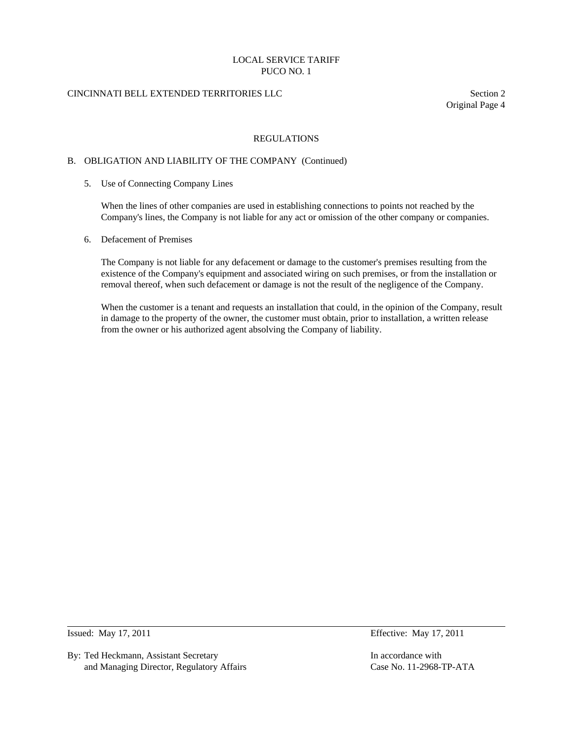## REGULATIONS

### B. OBLIGATION AND LIABILITY OF THE COMPANY (Continued)

5. Use of Connecting Company Lines

   When the lines of other companies are used in establishing connections to points not reached by the Company's lines, the Company is not liable for any act or omission of the other company or companies.

6. Defacement of Premises

   The Company is not liable for any defacement or damage to the customer's premises resulting from the existence of the Company's equipment and associated wiring on such premises, or from the installation or removal thereof, when such defacement or damage is not the result of the negligence of the Company.

   When the customer is a tenant and requests an installation that could, in the opinion of the Company, result in damage to the property of the owner, the customer must obtain, prior to installation, a written release from the owner or his authorized agent absolving the Company of liability.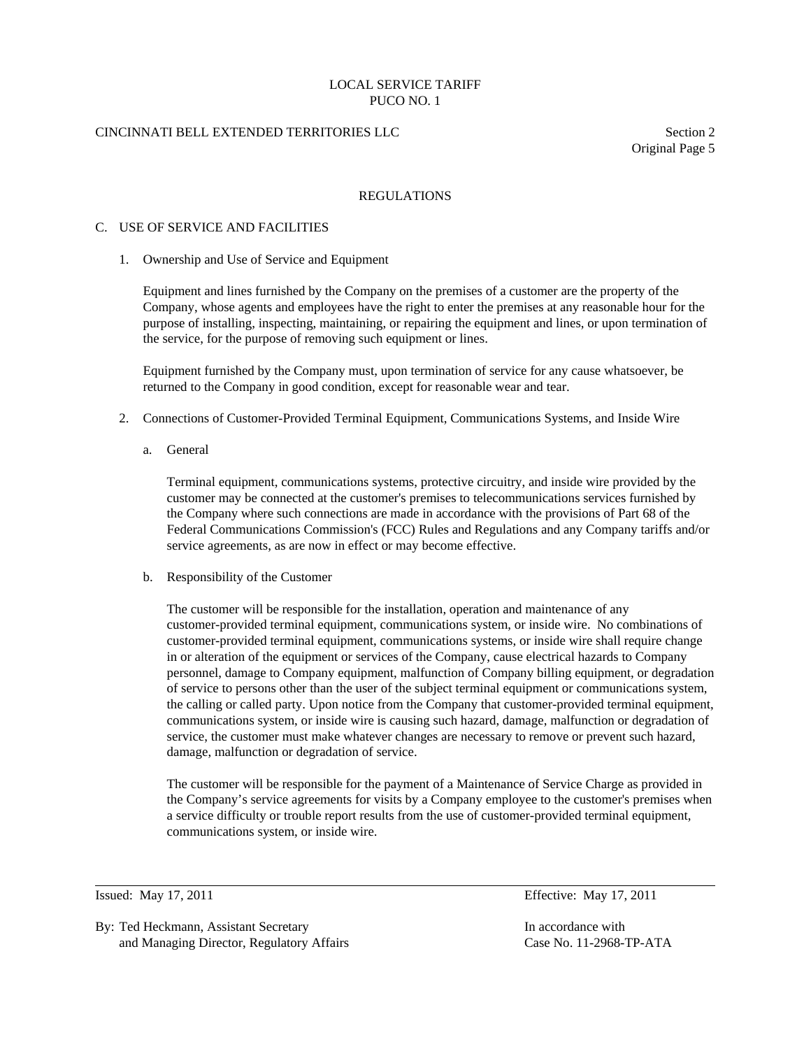## REGULATIONS

### C. USE OF SERVICE AND FACILITIES

1. Ownership and Use of Service and Equipment

   Equipment and lines furnished by the Company on the premises of a customer are the property of the Company, whose agents and employees have the right to enter the premises at any reasonable hour for the purpose of installing, inspecting, maintaining, or repairing the equipment and lines, or upon termination of the service, for the purpose of removing such equipment or lines.

   Equipment furnished by the Company must, upon termination of service for any cause whatsoever, be returned to the Company in good condition, except for reasonable wear and tear.

2. Connections of Customer-Provided Terminal Equipment, Communications Systems, and Inside Wire

   a. General

      Terminal equipment, communications systems, protective circuitry, and inside wire provided by the customer may be connected at the customer's premises to telecommunications services furnished by the Company where such connections are made in accordance with the provisions of Part 68 of the Federal Communications Commission's (FCC) Rules and Regulations and any Company tariffs and/or service agreements, as are now in effect or may become effective.

   b. Responsibility of the Customer

      The customer will be responsible for the installation, operation and maintenance of any customer-provided terminal equipment, communications system, or inside wire. No combinations of customer-provided terminal equipment, communications systems, or inside wire shall require change in or alteration of the equipment or services of the Company, cause electrical hazards to Company personnel, damage to Company equipment, malfunction of Company billing equipment, or degradation of service to persons other than the user of the subject terminal equipment or communications system, the calling or called party. Upon notice from the Company that customer-provided terminal equipment, communications system, or inside wire is causing such hazard, damage, malfunction or degradation of service, the customer must make whatever changes are necessary to remove or prevent such hazard, damage, malfunction or degradation of service.

      The customer will be responsible for the payment of a Maintenance of Service Charge as provided in the Company's service agreements for visits by a Company employee to the customer's premises when a service difficulty or trouble report results from the use of customer-provided terminal equipment, communications system, or inside wire.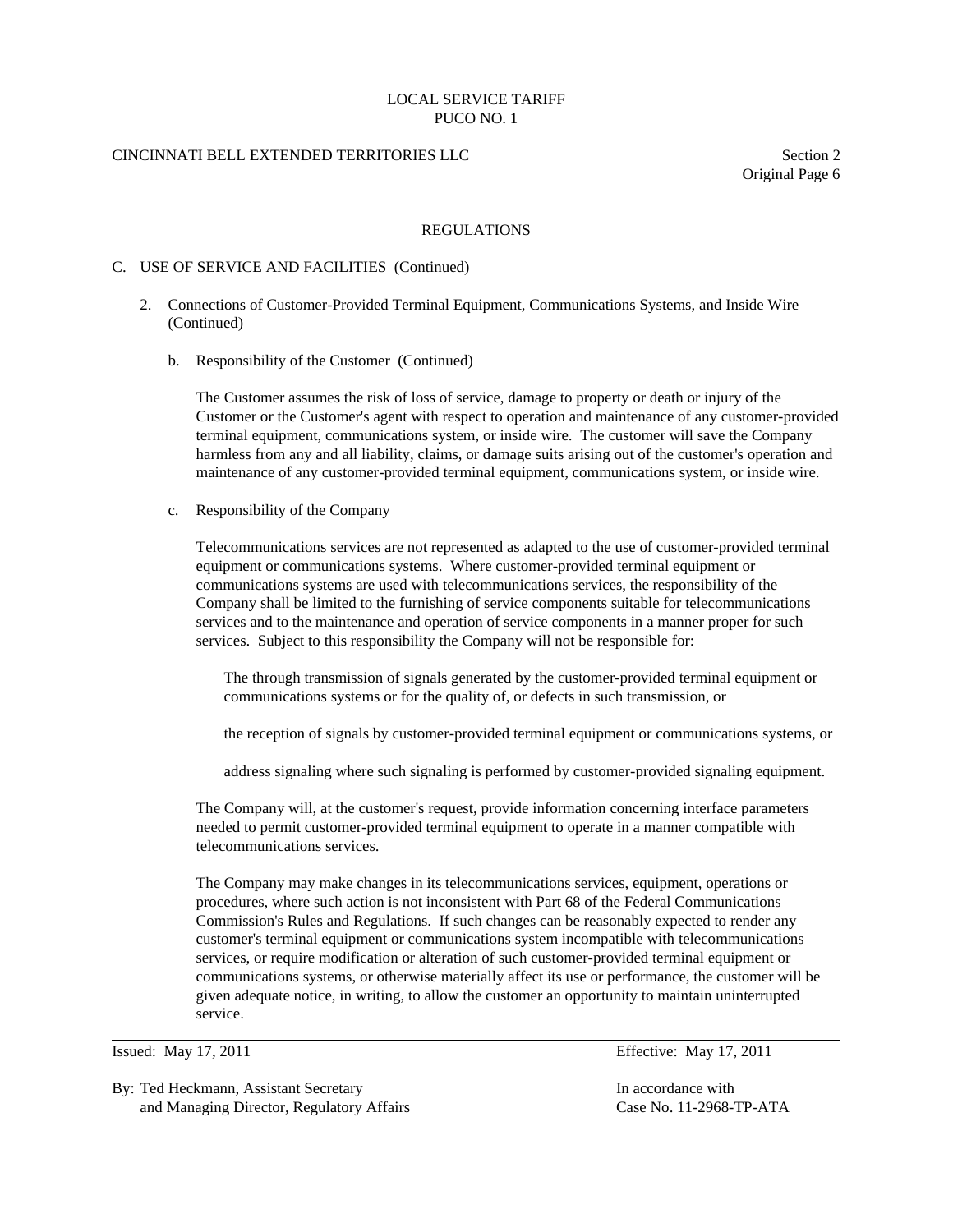REGULATIONS

C. USE OF SERVICE AND FACILITIES (Continued)

2. Connections of Customer-Provided Terminal Equipment, Communications Systems, and Inside Wire (Continued)

   b. Responsibility of the Customer (Continued)

      The Customer assumes the risk of loss of service, damage to property or death or injury of the Customer or the Customer's agent with respect to operation and maintenance of any customer-provided terminal equipment, communications system, or inside wire. The customer will save the Company harmless from any and all liability, claims, or damage suits arising out of the customer's operation and maintenance of any customer-provided terminal equipment, communications system, or inside wire.

   c. Responsibility of the Company

      Telecommunications services are not represented as adapted to the use of customer-provided terminal equipment or communications systems. Where customer-provided terminal equipment or communications systems are used with telecommunications services, the responsibility of the Company shall be limited to the furnishing of service components suitable for telecommunications services and to the maintenance and operation of service components in a manner proper for such services. Subject to this responsibility the Company will not be responsible for:

         The through transmission of signals generated by the customer-provided terminal equipment or communications systems or for the quality of, or defects in such transmission, or

         the reception of signals by customer-provided terminal equipment or communications systems, or

         address signaling where such signaling is performed by customer-provided signaling equipment.

      The Company will, at the customer's request, provide information concerning interface parameters needed to permit customer-provided terminal equipment to operate in a manner compatible with telecommunications services.

      The Company may make changes in its telecommunications services, equipment, operations or procedures, where such action is not inconsistent with Part 68 of the Federal Communications Commission's Rules and Regulations. If such changes can be reasonably expected to render any customer's terminal equipment or communications system incompatible with telecommunications services, or require modification or alteration of such customer-provided terminal equipment or communications systems, or otherwise materially affect its use or performance, the customer will be given adequate notice, in writing, to allow the customer an opportunity to maintain uninterrupted service.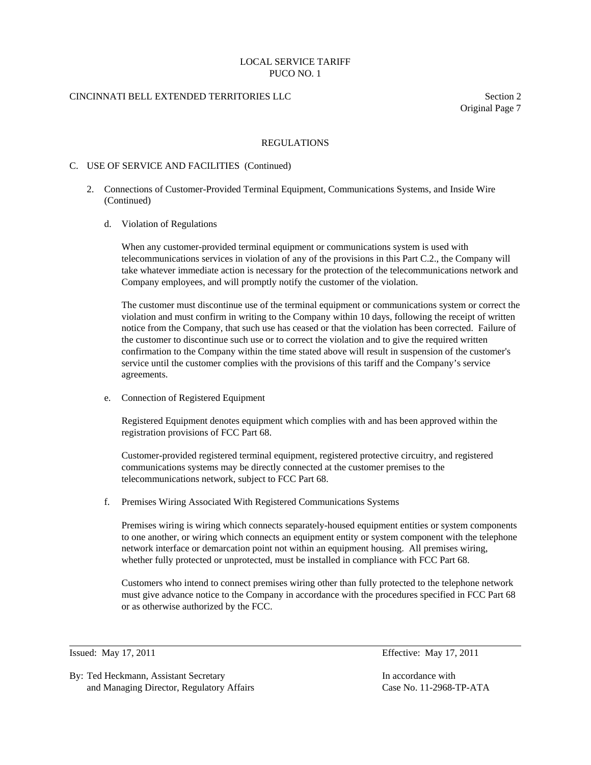## REGULATIONS

### C. USE OF SERVICE AND FACILITIES (Continued)

2. Connections of Customer-Provided Terminal Equipment, Communications Systems, and Inside Wire (Continued)

   d. Violation of Regulations

   When any customer-provided terminal equipment or communications system is used with telecommunications services in violation of any of the provisions in this Part C.2., the Company will take whatever immediate action is necessary for the protection of the telecommunications network and Company employees, and will promptly notify the customer of the violation.

   The customer must discontinue use of the terminal equipment or communications system or correct the violation and must confirm in writing to the Company within 10 days, following the receipt of written notice from the Company, that such use has ceased or that the violation has been corrected. Failure of the customer to discontinue such use or to correct the violation and to give the required written confirmation to the Company within the time stated above will result in suspension of the customer's service until the customer complies with the provisions of this tariff and the Company's service agreements.

   e. Connection of Registered Equipment

   Registered Equipment denotes equipment which complies with and has been approved within the registration provisions of FCC Part 68.

   Customer-provided registered terminal equipment, registered protective circuitry, and registered communications systems may be directly connected at the customer premises to the telecommunications network, subject to FCC Part 68.

   f. Premises Wiring Associated With Registered Communications Systems

   Premises wiring is wiring which connects separately-housed equipment entities or system components to one another, or wiring which connects an equipment entity or system component with the telephone network interface or demarcation point not within an equipment housing. All premises wiring, whether fully protected or unprotected, must be installed in compliance with FCC Part 68.

   Customers who intend to connect premises wiring other than fully protected to the telephone network must give advance notice to the Company in accordance with the procedures specified in FCC Part 68 or as otherwise authorized by the FCC.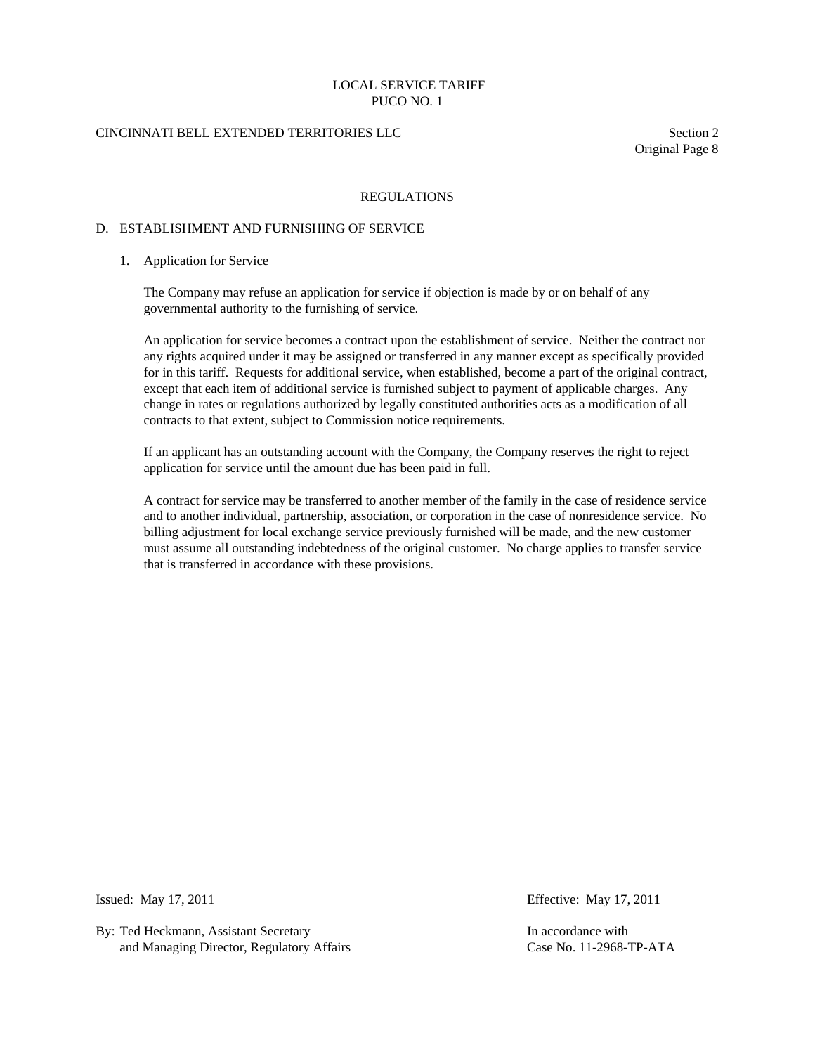## REGULATIONS

### D. ESTABLISHMENT AND FURNISHING OF SERVICE

1. Application for Service

   The Company may refuse an application for service if objection is made by or on behalf of any governmental authority to the furnishing of service.

   An application for service becomes a contract upon the establishment of service. Neither the contract nor any rights acquired under it may be assigned or transferred in any manner except as specifically provided for in this tariff. Requests for additional service, when established, become a part of the original contract, except that each item of additional service is furnished subject to payment of applicable charges. Any change in rates or regulations authorized by legally constituted authorities acts as a modification of all contracts to that extent, subject to Commission notice requirements.

   If an applicant has an outstanding account with the Company, the Company reserves the right to reject application for service until the amount due has been paid in full.

   A contract for service may be transferred to another member of the family in the case of residence service and to another individual, partnership, association, or corporation in the case of nonresidence service. No billing adjustment for local exchange service previously furnished will be made, and the new customer must assume all outstanding indebtedness of the original customer. No charge applies to transfer service that is transferred in accordance with these provisions.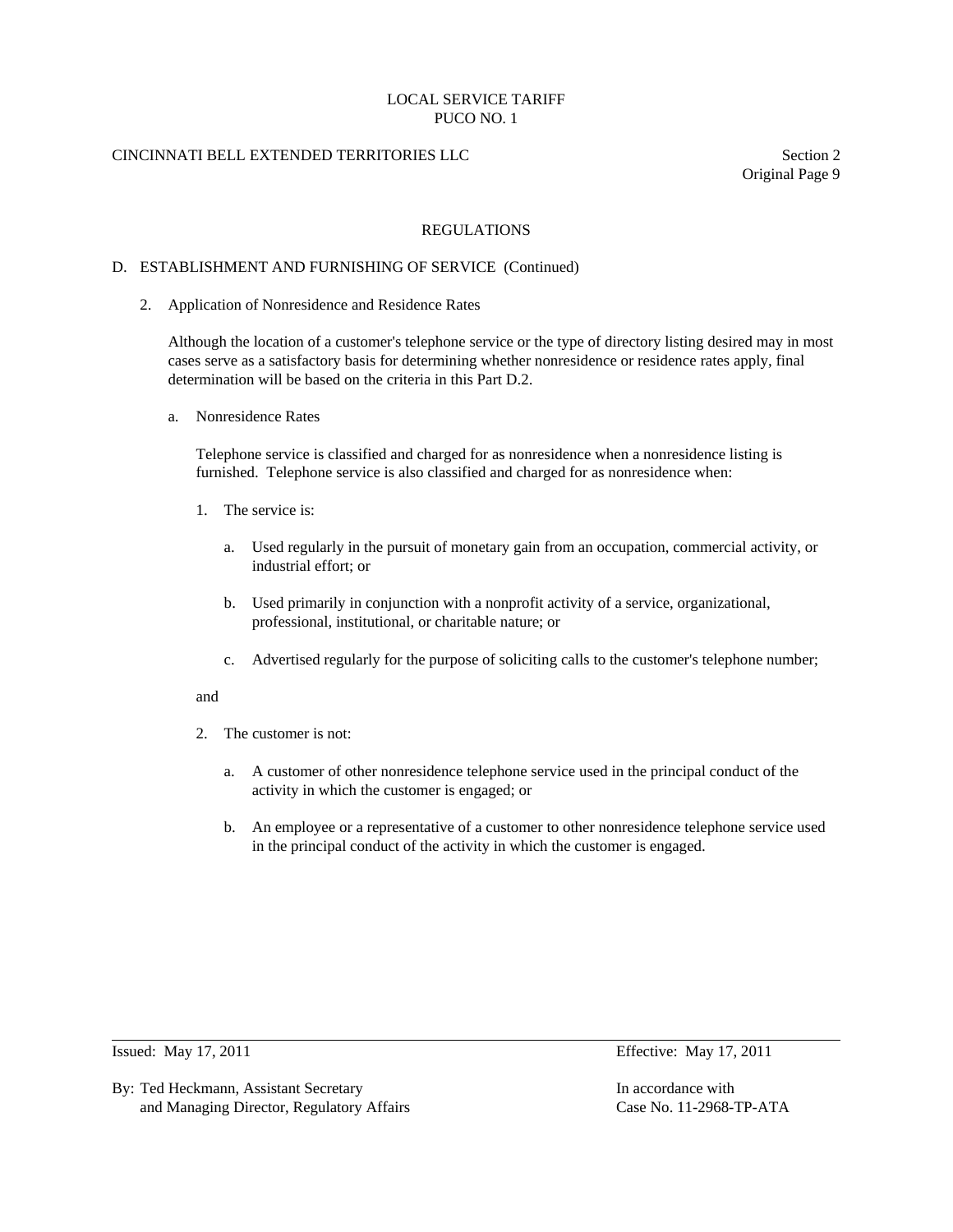LOCAL SERVICE TARIFF
PUCO NO. 1

CINCINNATI BELL EXTENDED TERRITORIES LLC

Section 2
Original Page 9

## REGULATIONS

### D. ESTABLISHMENT AND FURNISHING OF SERVICE (Continued)

2. Application of Nonresidence and Residence Rates

   Although the location of a customer's telephone service or the type of directory listing desired may in most cases serve as a satisfactory basis for determining whether nonresidence or residence rates apply, final determination will be based on the criteria in this Part D.2.

   a. Nonresidence Rates

      Telephone service is classified and charged for as nonresidence when a nonresidence listing is furnished. Telephone service is also classified and charged for as nonresidence when:

      1. The service is:

         a. Used regularly in the pursuit of monetary gain from an occupation, commercial activity, or industrial effort; or

         b. Used primarily in conjunction with a nonprofit activity of a service, organizational, professional, institutional, or charitable nature; or

         c. Advertised regularly for the purpose of soliciting calls to the customer's telephone number;

      and

      2. The customer is not:

         a. A customer of other nonresidence telephone service used in the principal conduct of the activity in which the customer is engaged; or

         b. An employee or a representative of a customer to other nonresidence telephone service used in the principal conduct of the activity in which the customer is engaged.

Issued: May 17, 2011

Effective: May 17, 2011

By: Ted Heckmann, Assistant Secretary
and Managing Director, Regulatory Affairs

In accordance with
Case No. 11-2968-TP-ATA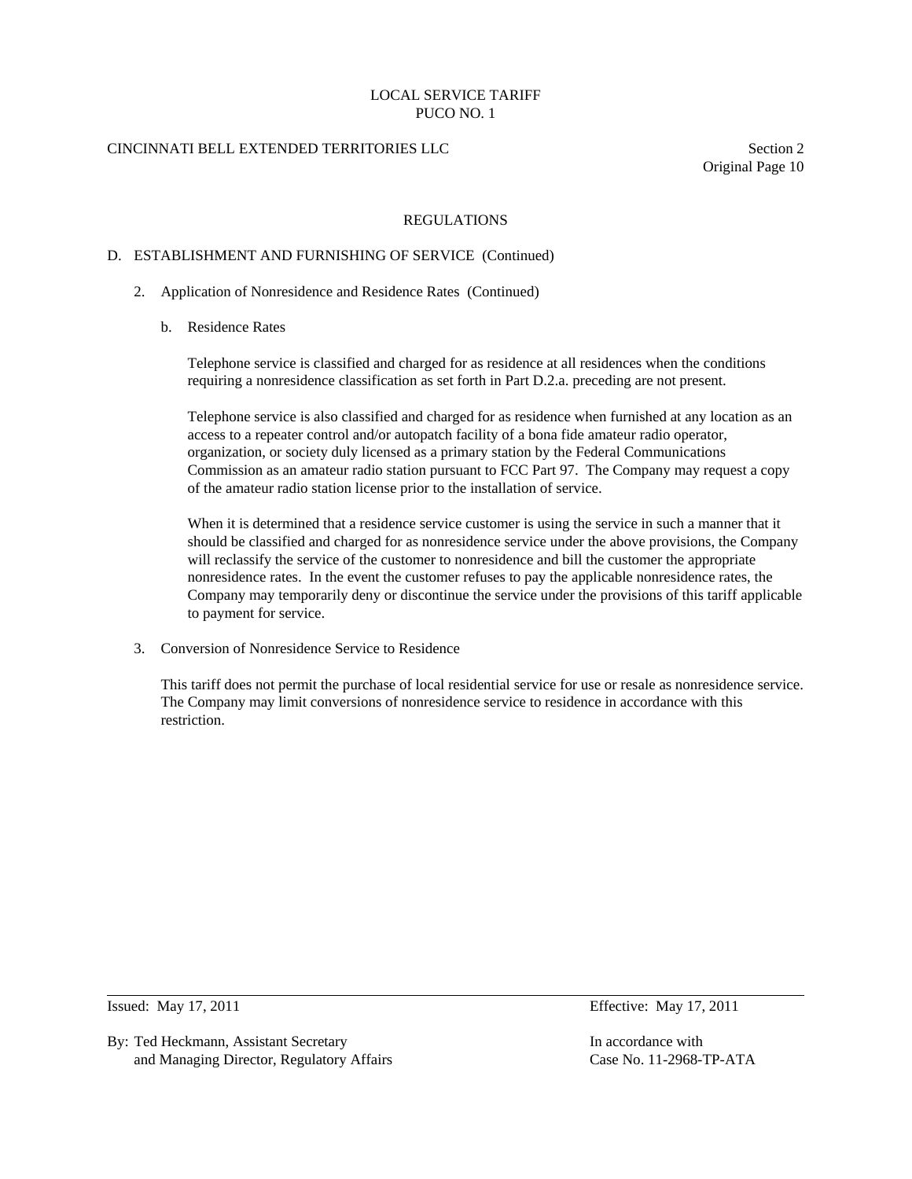## REGULATIONS

### D. ESTABLISHMENT AND FURNISHING OF SERVICE (Continued)

2. Application of Nonresidence and Residence Rates (Continued)

   b. Residence Rates

      Telephone service is classified and charged for as residence at all residences when the conditions requiring a nonresidence classification as set forth in Part D.2.a. preceding are not present.

      Telephone service is also classified and charged for as residence when furnished at any location as an access to a repeater control and/or autopatch facility of a bona fide amateur radio operator, organization, or society duly licensed as a primary station by the Federal Communications Commission as an amateur radio station pursuant to FCC Part 97. The Company may request a copy of the amateur radio station license prior to the installation of service.

      When it is determined that a residence service customer is using the service in such a manner that it should be classified and charged for as nonresidence service under the above provisions, the Company will reclassify the service of the customer to nonresidence and bill the customer the appropriate nonresidence rates. In the event the customer refuses to pay the applicable nonresidence rates, the Company may temporarily deny or discontinue the service under the provisions of this tariff applicable to payment for service.

3. Conversion of Nonresidence Service to Residence

   This tariff does not permit the purchase of local residential service for use or resale as nonresidence service. The Company may limit conversions of nonresidence service to residence in accordance with this restriction.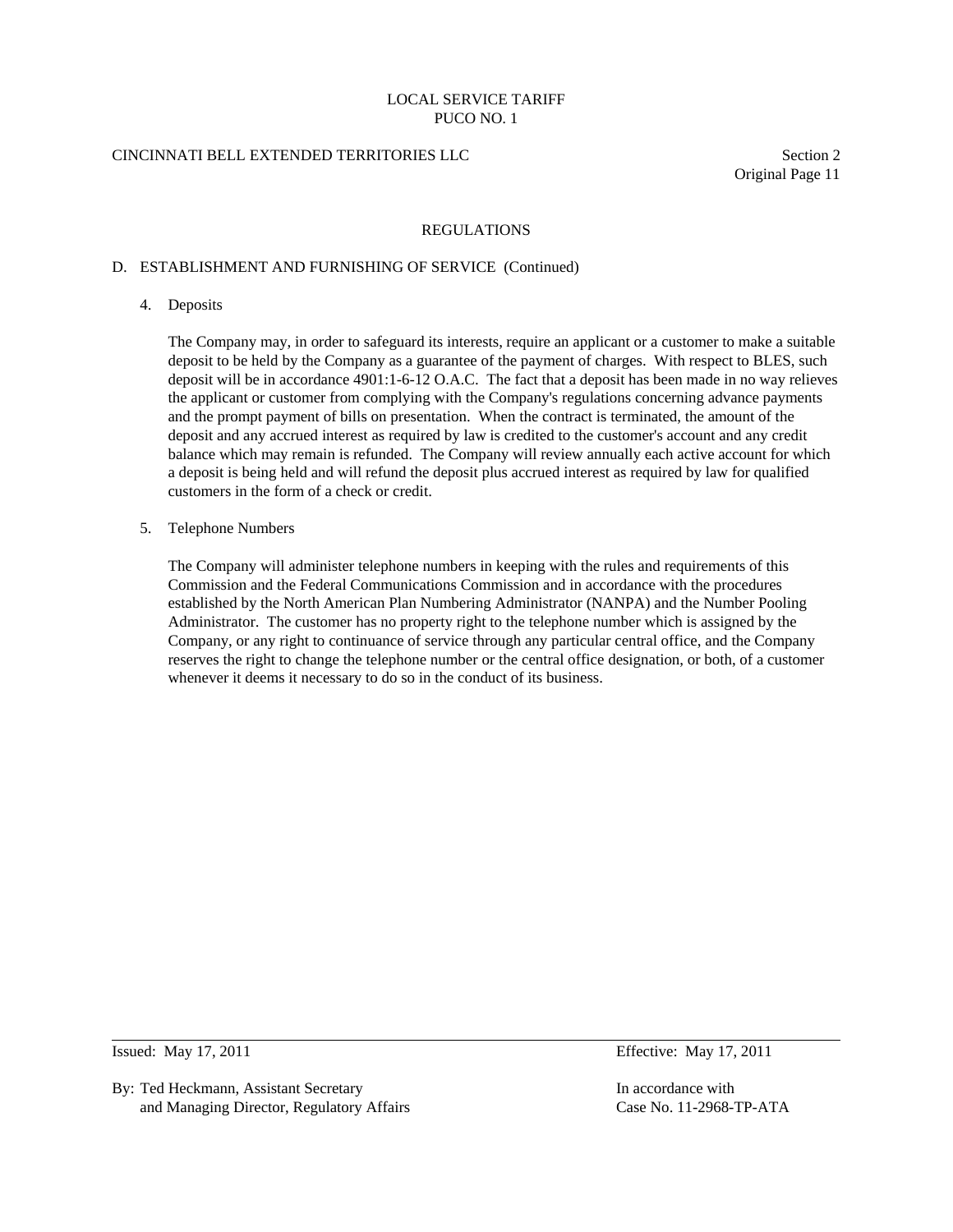## REGULATIONS

### D. ESTABLISHMENT AND FURNISHING OF SERVICE (Continued)

4. Deposits

   The Company may, in order to safeguard its interests, require an applicant or a customer to make a suitable deposit to be held by the Company as a guarantee of the payment of charges. With respect to BLES, such deposit will be in accordance 4901:1-6-12 O.A.C. The fact that a deposit has been made in no way relieves the applicant or customer from complying with the Company's regulations concerning advance payments and the prompt payment of bills on presentation. When the contract is terminated, the amount of the deposit and any accrued interest as required by law is credited to the customer's account and any credit balance which may remain is refunded. The Company will review annually each active account for which a deposit is being held and will refund the deposit plus accrued interest as required by law for qualified customers in the form of a check or credit.

5. Telephone Numbers

   The Company will administer telephone numbers in keeping with the rules and requirements of this Commission and the Federal Communications Commission and in accordance with the procedures established by the North American Plan Numbering Administrator (NANPA) and the Number Pooling Administrator. The customer has no property right to the telephone number which is assigned by the Company, or any right to continuance of service through any particular central office, and the Company reserves the right to change the telephone number or the central office designation, or both, of a customer whenever it deems it necessary to do so in the conduct of its business.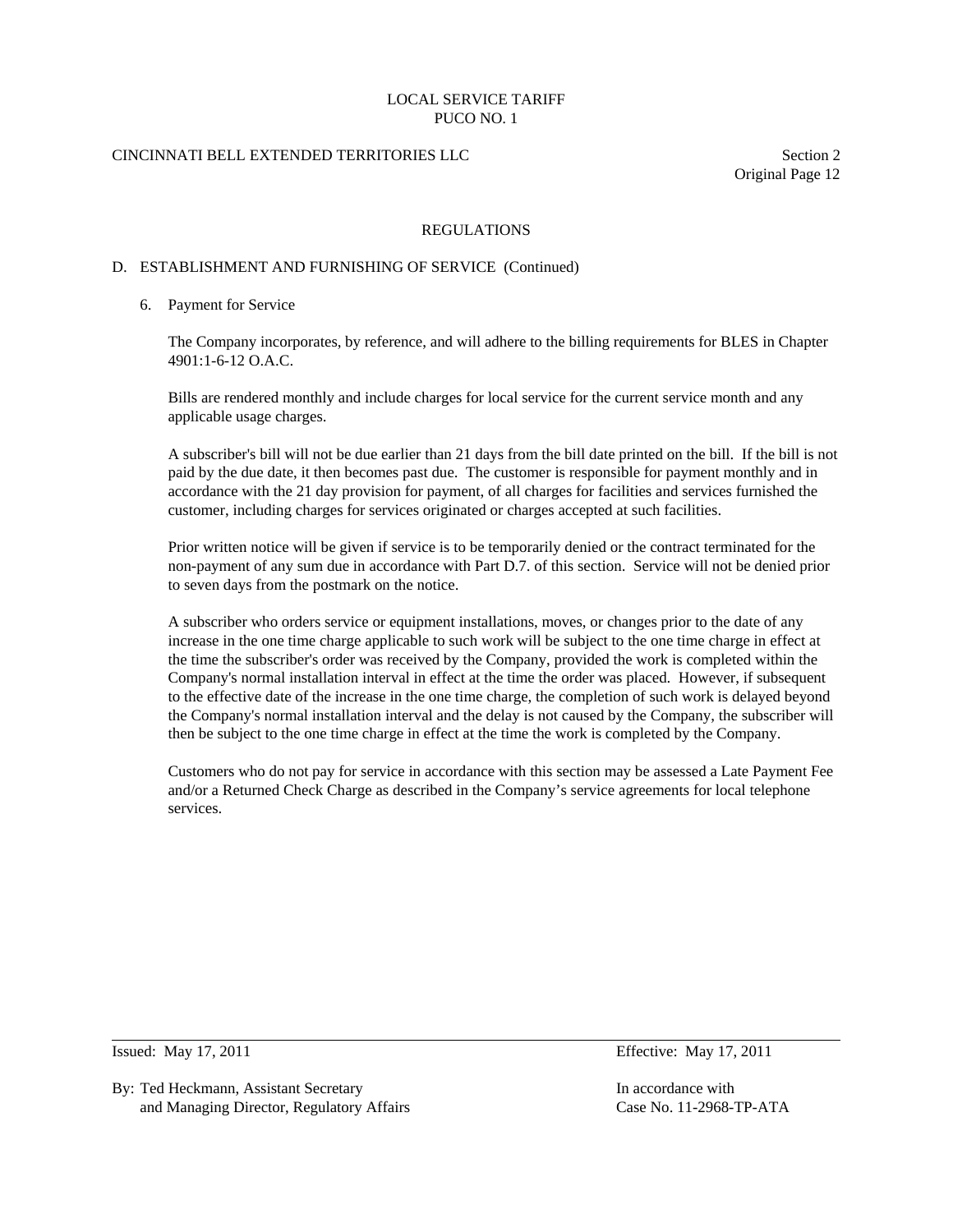## REGULATIONS

### D. ESTABLISHMENT AND FURNISHING OF SERVICE (Continued)

#### 6. Payment for Service

The Company incorporates, by reference, and will adhere to the billing requirements for BLES in Chapter 4901:1-6-12 O.A.C.

Bills are rendered monthly and include charges for local service for the current service month and any applicable usage charges.

A subscriber's bill will not be due earlier than 21 days from the bill date printed on the bill. If the bill is not paid by the due date, it then becomes past due. The customer is responsible for payment monthly and in accordance with the 21 day provision for payment, of all charges for facilities and services furnished the customer, including charges for services originated or charges accepted at such facilities.

Prior written notice will be given if service is to be temporarily denied or the contract terminated for the non-payment of any sum due in accordance with Part D.7. of this section. Service will not be denied prior to seven days from the postmark on the notice.

A subscriber who orders service or equipment installations, moves, or changes prior to the date of any increase in the one time charge applicable to such work will be subject to the one time charge in effect at the time the subscriber's order was received by the Company, provided the work is completed within the Company's normal installation interval in effect at the time the order was placed. However, if subsequent to the effective date of the increase in the one time charge, the completion of such work is delayed beyond the Company's normal installation interval and the delay is not caused by the Company, the subscriber will then be subject to the one time charge in effect at the time the work is completed by the Company.

Customers who do not pay for service in accordance with this section may be assessed a Late Payment Fee and/or a Returned Check Charge as described in the Company's service agreements for local telephone services.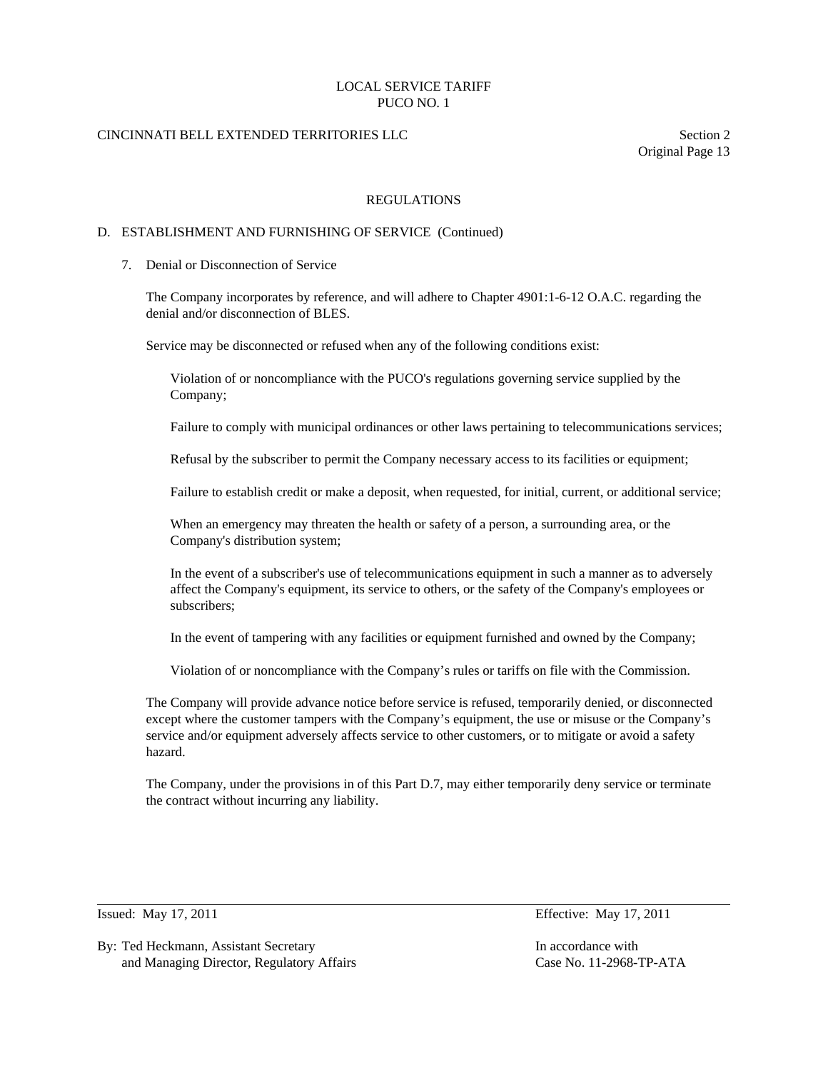## REGULATIONS

### D. ESTABLISHMENT AND FURNISHING OF SERVICE (Continued)

7. Denial or Disconnection of Service

   The Company incorporates by reference, and will adhere to Chapter 4901:1-6-12 O.A.C. regarding the denial and/or disconnection of BLES.

   Service may be disconnected or refused when any of the following conditions exist:

   > Violation of or noncompliance with the PUCO's regulations governing service supplied by the Company;
   >
   > Failure to comply with municipal ordinances or other laws pertaining to telecommunications services;
   >
   > Refusal by the subscriber to permit the Company necessary access to its facilities or equipment;
   >
   > Failure to establish credit or make a deposit, when requested, for initial, current, or additional service;
   >
   > When an emergency may threaten the health or safety of a person, a surrounding area, or the Company's distribution system;
   >
   > In the event of a subscriber's use of telecommunications equipment in such a manner as to adversely affect the Company's equipment, its service to others, or the safety of the Company's employees or subscribers;
   >
   > In the event of tampering with any facilities or equipment furnished and owned by the Company;
   >
   > Violation of or noncompliance with the Company's rules or tariffs on file with the Commission.

   The Company will provide advance notice before service is refused, temporarily denied, or disconnected except where the customer tampers with the Company's equipment, the use or misuse or the Company's service and/or equipment adversely affects service to other customers, or to mitigate or avoid a safety hazard.

   The Company, under the provisions in of this Part D.7, may either temporarily deny service or terminate the contract without incurring any liability.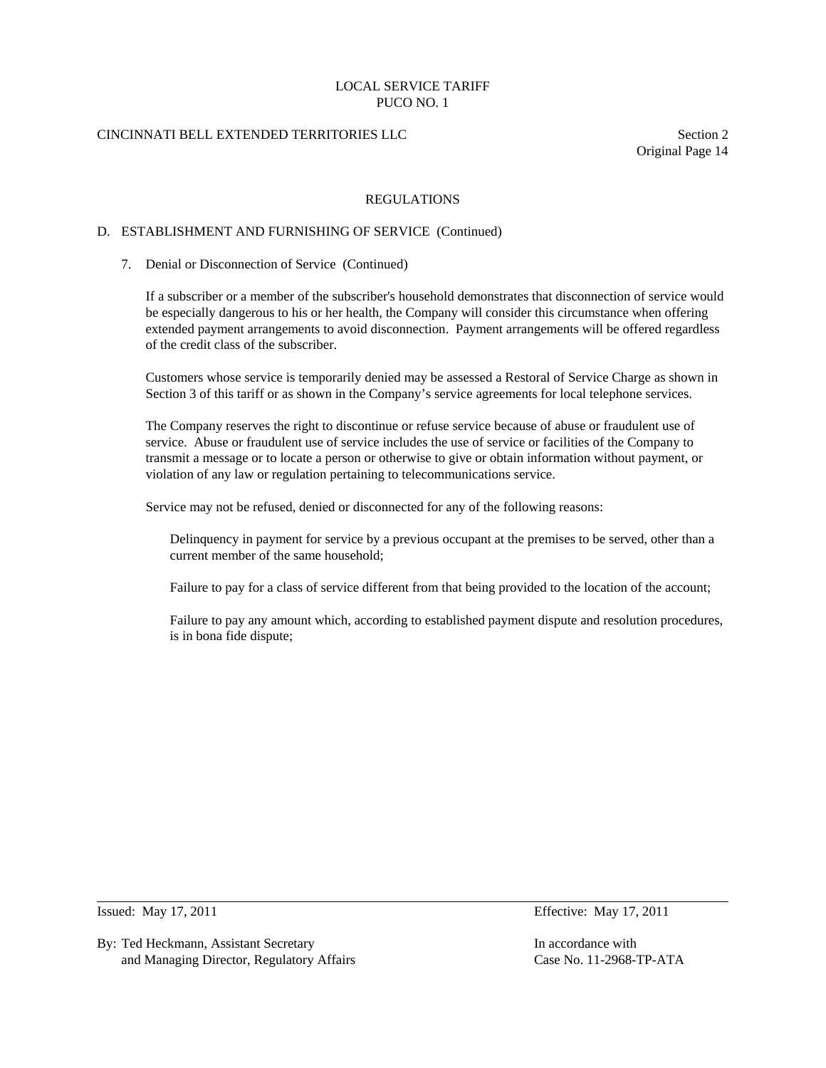LOCAL SERVICE TARIFF
PUCO NO. 1

CINCINNATI BELL EXTENDED TERRITORIES LLC

Section 2
Original Page 14

## REGULATIONS

### D. ESTABLISHMENT AND FURNISHING OF SERVICE (Continued)

7. Denial or Disconnection of Service (Continued)

   If a subscriber or a member of the subscriber's household demonstrates that disconnection of service would be especially dangerous to his or her health, the Company will consider this circumstance when offering extended payment arrangements to avoid disconnection. Payment arrangements will be offered regardless of the credit class of the subscriber.

   Customers whose service is temporarily denied may be assessed a Restoral of Service Charge as shown in Section 3 of this tariff or as shown in the Company's service agreements for local telephone services.

   The Company reserves the right to discontinue or refuse service because of abuse or fraudulent use of service. Abuse or fraudulent use of service includes the use of service or facilities of the Company to transmit a message or to locate a person or otherwise to give or obtain information without payment, or violation of any law or regulation pertaining to telecommunications service.

   Service may not be refused, denied or disconnected for any of the following reasons:

   Delinquency in payment for service by a previous occupant at the premises to be served, other than a current member of the same household;

   Failure to pay for a class of service different from that being provided to the location of the account;

   Failure to pay any amount which, according to established payment dispute and resolution procedures, is in bona fide dispute;

Issued: May 17, 2011 Effective: May 17, 2011

By: Ted Heckmann, Assistant Secretary and Managing Director, Regulatory Affairs

In accordance with Case No. 11-2968-TP-ATA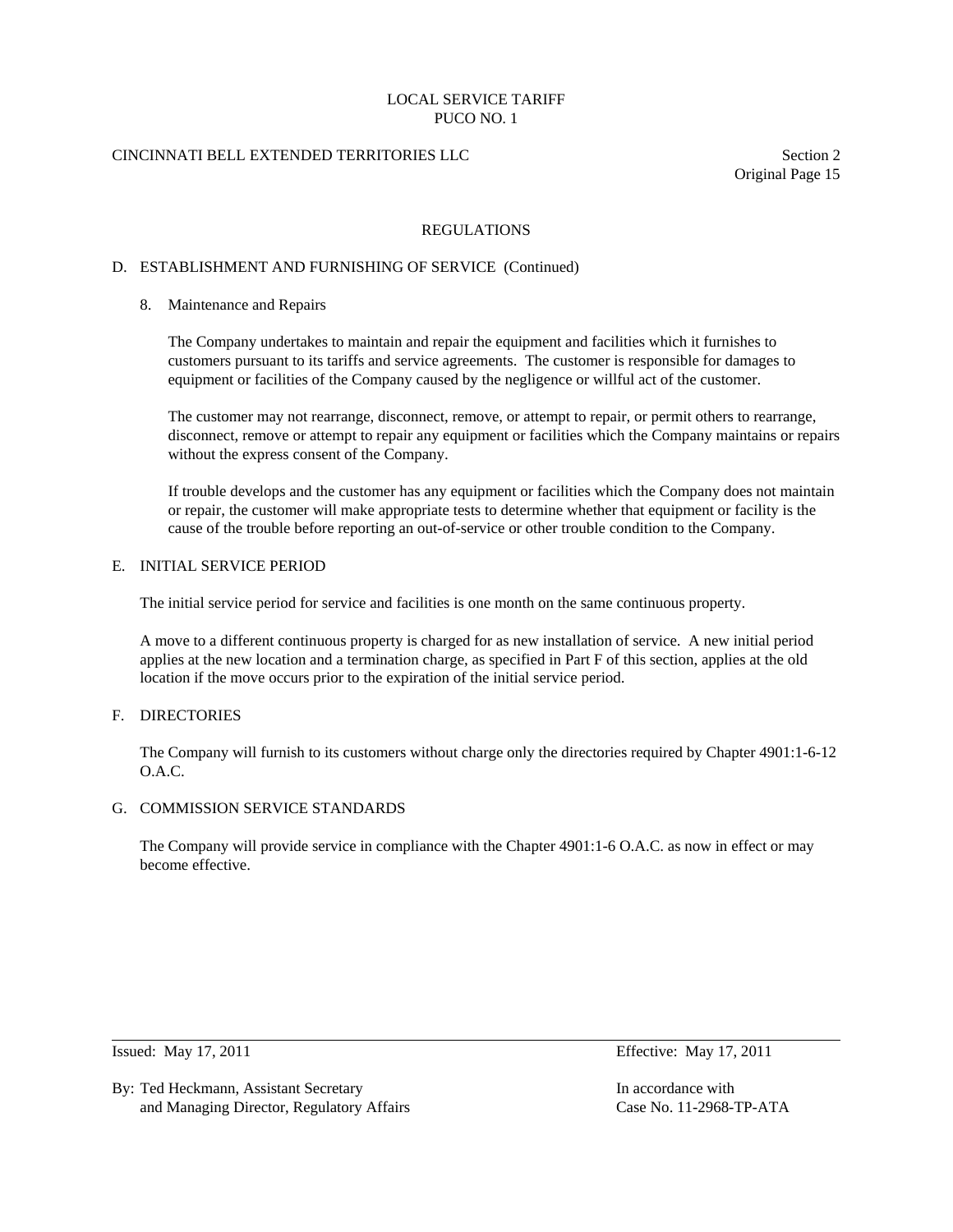## REGULATIONS

### D. ESTABLISHMENT AND FURNISHING OF SERVICE (Continued)

8. Maintenance and Repairs

   The Company undertakes to maintain and repair the equipment and facilities which it furnishes to customers pursuant to its tariffs and service agreements. The customer is responsible for damages to equipment or facilities of the Company caused by the negligence or willful act of the customer.

   The customer may not rearrange, disconnect, remove, or attempt to repair, or permit others to rearrange, disconnect, remove or attempt to repair any equipment or facilities which the Company maintains or repairs without the express consent of the Company.

   If trouble develops and the customer has any equipment or facilities which the Company does not maintain or repair, the customer will make appropriate tests to determine whether that equipment or facility is the cause of the trouble before reporting an out-of-service or other trouble condition to the Company.

### E. INITIAL SERVICE PERIOD

The initial service period for service and facilities is one month on the same continuous property.

A move to a different continuous property is charged for as new installation of service. A new initial period applies at the new location and a termination charge, as specified in Part F of this section, applies at the old location if the move occurs prior to the expiration of the initial service period.

### F. DIRECTORIES

The Company will furnish to its customers without charge only the directories required by Chapter 4901:1-6-12 O.A.C.

### G. COMMISSION SERVICE STANDARDS

The Company will provide service in compliance with the Chapter 4901:1-6 O.A.C. as now in effect or may become effective.

---

Issued: May 17, 2011 | Effective: May 17, 2011

By: Ted Heckmann, Assistant Secretary and Managing Director, Regulatory Affairs

In accordance with Case No. 11-2968-TP-ATA